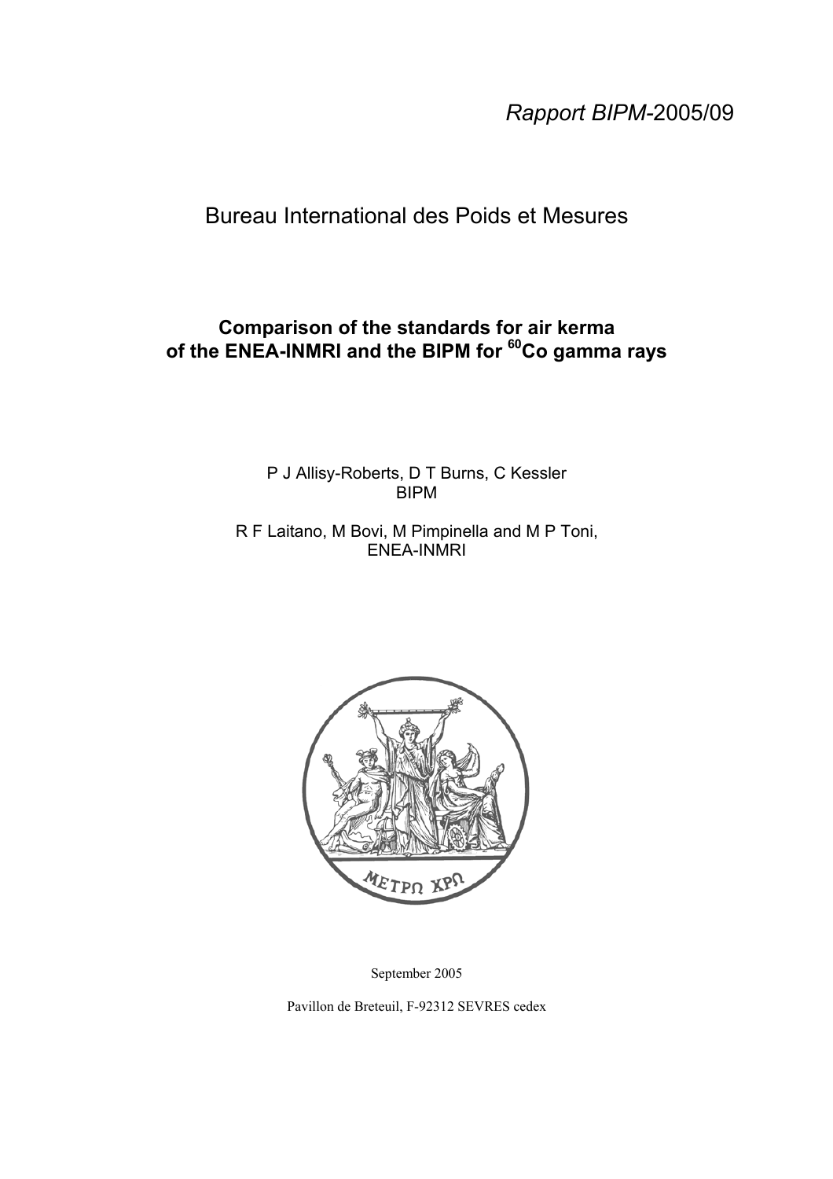*Rapport BIPM*-2005/09

# Bureau International des Poids et Mesures

**Comparison of the standards for air kerma of the ENEA-INMRI and the BIPM for $^{60}$Co gamma rays**

P J Allisy-Roberts, D T Burns, C Kessler
BIPM

R F Laitano, M Bovi, M Pimpinella and M P Toni,
ENEA-INMRI

September 2005

Pavillon de Breteuil, F-92312 SEVRES cedex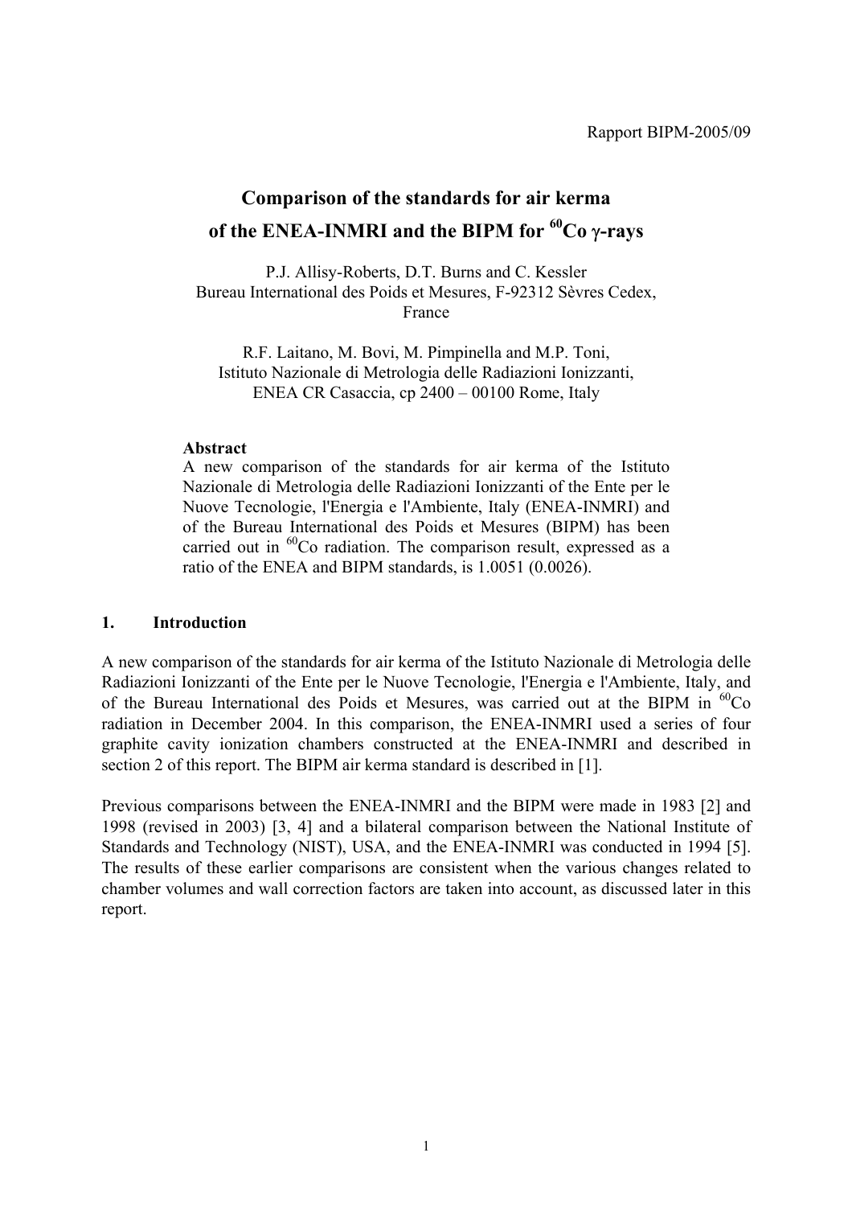Rapport BIPM-2005/09

# Comparison of the standards for air kerma of the ENEA-INMRI and the BIPM for $^{60}$Co γ-rays

P.J. Allisy-Roberts, D.T. Burns and C. Kessler
Bureau International des Poids et Mesures, F-92312 Sèvres Cedex, France

R.F. Laitano, M. Bovi, M. Pimpinella and M.P. Toni,
Istituto Nazionale di Metrologia delle Radiazioni Ionizzanti,
ENEA CR Casaccia, cp 2400 – 00100 Rome, Italy

**Abstract**

A new comparison of the standards for air kerma of the Istituto Nazionale di Metrologia delle Radiazioni Ionizzanti of the Ente per le Nuove Tecnologie, l'Energia e l'Ambiente, Italy (ENEA-INMRI) and of the Bureau International des Poids et Mesures (BIPM) has been carried out in $^{60}$Co radiation. The comparison result, expressed as a ratio of the ENEA and BIPM standards, is 1.0051 (0.0026).

## 1. Introduction

A new comparison of the standards for air kerma of the Istituto Nazionale di Metrologia delle Radiazioni Ionizzanti of the Ente per le Nuove Tecnologie, l'Energia e l'Ambiente, Italy, and of the Bureau International des Poids et Mesures, was carried out at the BIPM in $^{60}$Co radiation in December 2004. In this comparison, the ENEA-INMRI used a series of four graphite cavity ionization chambers constructed at the ENEA-INMRI and described in section 2 of this report. The BIPM air kerma standard is described in [1].

Previous comparisons between the ENEA-INMRI and the BIPM were made in 1983 [2] and 1998 (revised in 2003) [3, 4] and a bilateral comparison between the National Institute of Standards and Technology (NIST), USA, and the ENEA-INMRI was conducted in 1994 [5]. The results of these earlier comparisons are consistent when the various changes related to chamber volumes and wall correction factors are taken into account, as discussed later in this report.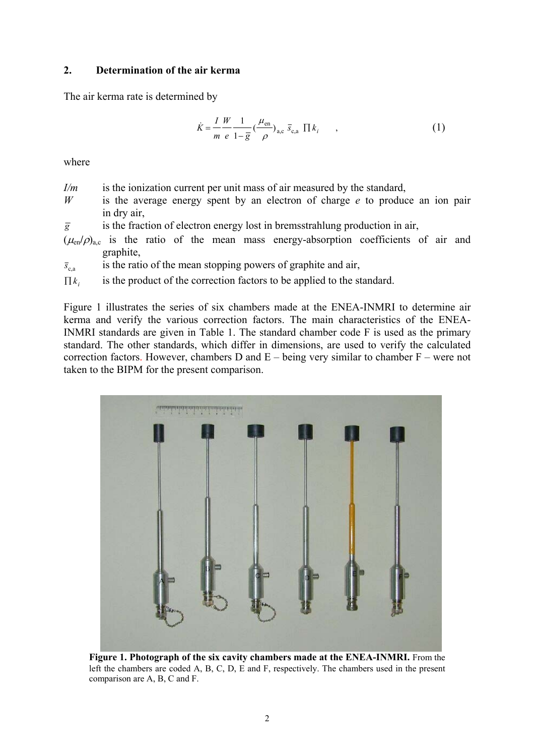## 2. Determination of the air kerma

The air kerma rate is determined by

$$\dot{K} = \frac{I}{m}\frac{W}{e}\frac{1}{1-\bar{g}}\left(\frac{\mu_{\text{en}}}{\rho}\right)_{\text{a,c}} \bar{s}_{\text{c,a}} \prod k_i \quad , \tag{1}$$

where

- $I/m$ is the ionization current per unit mass of air measured by the standard,
- $W$ is the average energy spent by an electron of charge $e$ to produce an ion pair in dry air,
- $\bar{g}$ is the fraction of electron energy lost in bremsstrahlung production in air,
- $(\mu_{\text{en}}/\rho)_{\text{a,c}}$ is the ratio of the mean mass energy-absorption coefficients of air and graphite,
- $\bar{s}_{\text{c,a}}$ is the ratio of the mean stopping powers of graphite and air,
- $\prod k_i$ is the product of the correction factors to be applied to the standard.

Figure 1 illustrates the series of six chambers made at the ENEA-INMRI to determine air kerma and verify the various correction factors. The main characteristics of the ENEA-INMRI standards are given in Table 1. The standard chamber code F is used as the primary standard. The other standards, which differ in dimensions, are used to verify the calculated correction factors. However, chambers D and E – being very similar to chamber F – were not taken to the BIPM for the present comparison.

**Figure 1. Photograph of the six cavity chambers made at the ENEA-INMRI.** From the left the chambers are coded A, B, C, D, E and F, respectively. The chambers used in the present comparison are A, B, C and F.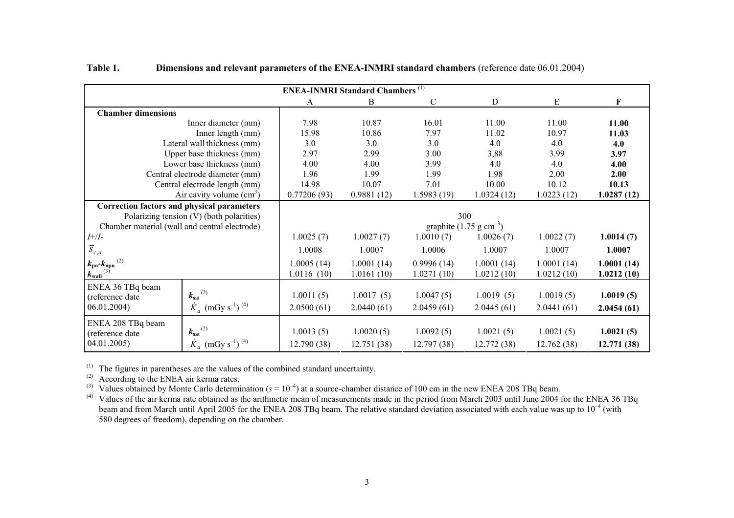**Table 1. Dimensions and relevant parameters of the ENEA-INMRI standard chambers** (reference date 06.01.2004)

| | | ENEA-INMRI Standard Chambers [(1)] | | | | | |
|---|---|---|---|---|---|---|---|
| | | A | B | C | D | E | **F** |
| **Chamber dimensions** | | | | | | | |
| Inner diameter (mm) | | 7.98 | 10.87 | 16.01 | 11.00 | 11.00 | **11.00** |
| Inner length (mm) | | 15.98 | 10.86 | 7.97 | 11.02 | 10.97 | **11.03** |
| Lateral wall thickness (mm) | | 3.0 | 3.0 | 3.0 | 4.0 | 4.0 | **4.0** |
| Upper base thickness (mm) | | 2.97 | 2.99 | 3.00 | 3,88 | 3.99 | **3.97** |
| Lower base thickness (mm) | | 4.00 | 4.00 | 3.99 | 4.0 | 4.0 | **4.00** |
| Central electrode diameter (mm) | | 1.96 | 1.99 | 1.99 | 1.98 | 2.00 | **2.00** |
| Central electrode length (mm) | | 14.98 | 10.07 | 7.01 | 10.00 | 10.12 | **10.13** |
| Air cavity volume ($cm^3$) | | 0.77206 (93) | 0.9881 (12) | 1.5983 (19) | 1.0324 (12) | 1.0223 (12) | **1.0287 (12)** |
| **Correction factors and physical parameters** | | | | | | | |
| Polarizing tension (V) (both polarities) | | 300 | | | | | |
| Chamber material (wall and central electrode) | | graphite (1.75 g $cm^{-3}$) | | | | | |
| $I+/I-$ | | 1.0025 (7) | 1.0027 (7) | 1.0010 (7) | 1.0026 (7) | 1.0022 (7) | **1.0014 (7)** |
| $\overline{s}_{c,a}$ | | 1.0008 | 1.0007 | 1.0006 | 1.0007 | 1.0007 | **1.0007** |
| $k_{pn} \cdot k_{npn}$ [(2)] | | 1.0005 (14) | 1.0001 (14) | 0.9996 (14) | 1.0001 (14) | 1.0001 (14) | **1.0001 (14)** |
| $k_{wall}$ [(3)] | | 1.0116 (10) | 1.0161 (10) | 1.0271 (10) | 1.0212 (10) | 1.0212 (10) | **1.0212 (10)** |
| ENEA 36 TBq beam (reference date 06.01.2004) | $k_{sat}$ [(2)] | 1.0011 (5) | 1.0017 (5) | 1.0047 (5) | 1.0019 (5) | 1.0019 (5) | **1.0019 (5)** |
| | $\dot{K}_a$ (mGy $s^{-1}$) [(4)] | 2.0500 (61) | 2.0440 (61) | 2.0459 (61) | 2.0445 (61) | 2.0441 (61) | **2.0454 (61)** |
| ENEA 208 TBq beam (reference date 04.01.2005) | $k_{sat}$ [(2)] | 1.0013 (5) | 1.0020 (5) | 1.0092 (5) | 1.0021 (5) | 1.0021 (5) | **1.0021 (5)** |
| | $\dot{K}_a$ (mGy $s^{-1}$) [(4)] | 12.790 (38) | 12.751 (38) | 12.797 (38) | 12.772 (38) | 12.762 (38) | **12.771 (38)** |

[(1)] The figures in parentheses are the values of the combined standard uncertainty.

[(2)] According to the ENEA air kerma rates.

[(3)] Values obtained by Monte Carlo determination ($s = 10^{-4}$) at a source-chamber distance of 100 cm in the new ENEA 208 TBq beam.

[(4)] Values of the air kerma rate obtained as the arithmetic mean of measurements made in the period from March 2003 until June 2004 for the ENEA 36 TBq beam and from March until April 2005 for the ENEA 208 TBq beam. The relative standard deviation associated with each value was up to $10^{-4}$ (with 580 degrees of freedom), depending on the chamber.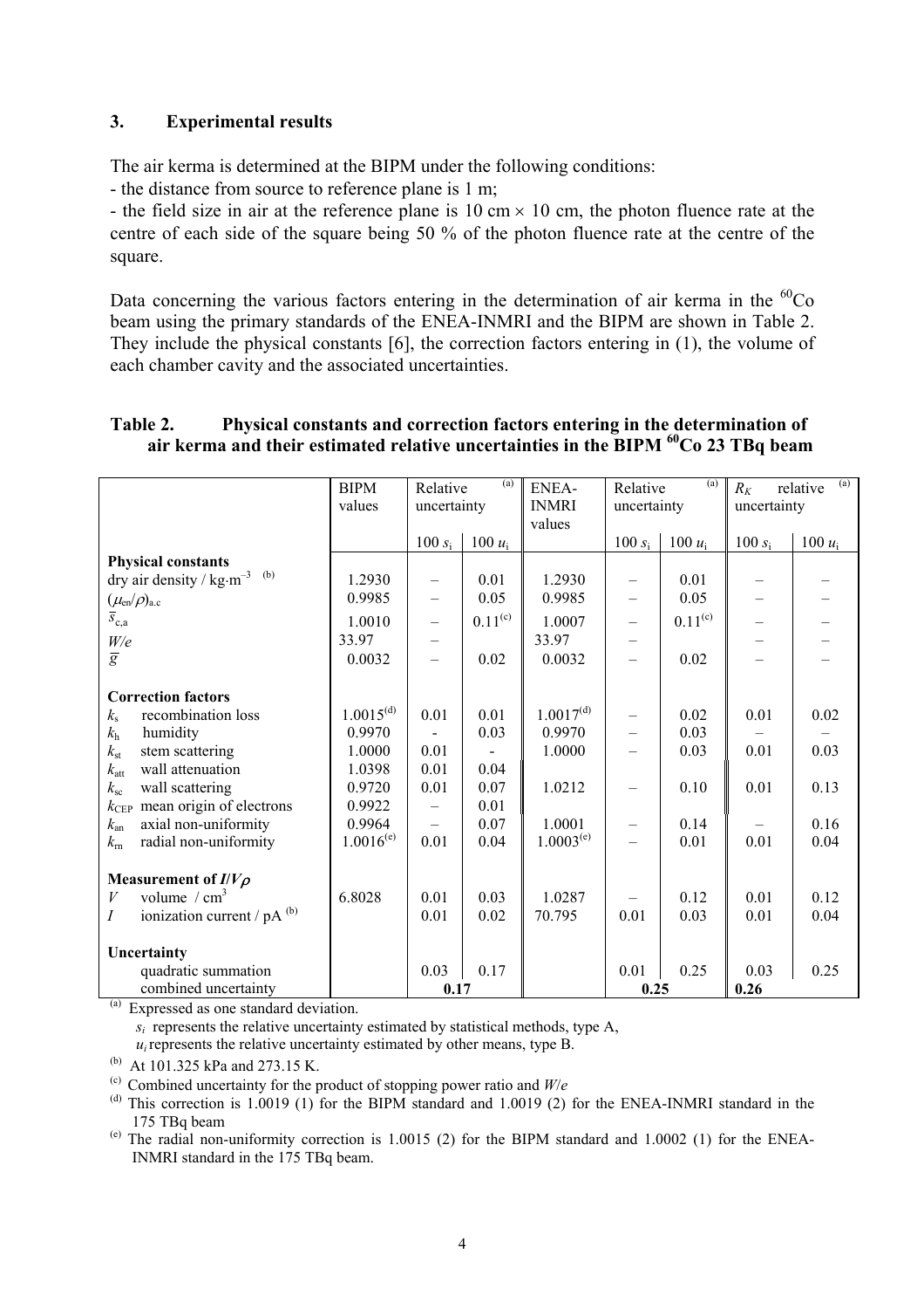## 3. Experimental results

The air kerma is determined at the BIPM under the following conditions:

- the distance from source to reference plane is 1 m;
- the field size in air at the reference plane is 10 cm × 10 cm, the photon fluence rate at the centre of each side of the square being 50 % of the photon fluence rate at the centre of the square.

Data concerning the various factors entering in the determination of air kerma in the $^{60}$Co beam using the primary standards of the ENEA-INMRI and the BIPM are shown in Table 2. They include the physical constants [6], the correction factors entering in (1), the volume of each chamber cavity and the associated uncertainties.

**Table 2. Physical constants and correction factors entering in the determination of air kerma and their estimated relative uncertainties in the BIPM $^{60}$Co 23 TBq beam**

| | BIPM values | Relative uncertainty [(a)] | | ENEA-INMRI values | Relative uncertainty [(a)] | | $R_K$ relative uncertainty [(a)] | |
|---|---|---|---|---|---|---|---|---|
| | | $100\, s_i$ | $100\, u_i$ | | $100\, s_i$ | $100\, u_i$ | $100\, s_i$ | $100\, u_i$ |
| **Physical constants** | | | | | | | | |
| dry air density / kg·m$^{-3}$ [(b)] | 1.2930 | – | 0.01 | 1.2930 | – | 0.01 | – | – |
| $(\mu_{en}/\rho)_{a,c}$ | 0.9985 | – | 0.05 | 0.9985 | – | 0.05 | – | – |
| $\bar{s}_{c,a}$ | 1.0010 | – | 0.11[(c)] | 1.0007 | – | 0.11[(c)] | – | – |
| $W/e$ | 33.97 | – | | 33.97 | – | | – | – |
| $\bar{g}$ | 0.0032 | – | 0.02 | 0.0032 | – | 0.02 | – | – |
| **Correction factors** | | | | | | | | |
| $k_s$ recombination loss | 1.0015[(d)] | 0.01 | 0.01 | 1.0017[(d)] | – | 0.02 | 0.01 | 0.02 |
| $k_h$ humidity | 0.9970 | - | 0.03 | 0.9970 | – | 0.03 | – | – |
| $k_{st}$ stem scattering | 1.0000 | 0.01 | - | 1.0000 | – | 0.03 | 0.01 | 0.03 |
| $k_{att}$ wall attenuation | 1.0398 | 0.01 | 0.04 | | | | | |
| $k_{sc}$ wall scattering | 0.9720 | 0.01 | 0.07 | 1.0212 | – | 0.10 | 0.01 | 0.13 |
| $k_{CEP}$ mean origin of electrons | 0.9922 | – | 0.01 | | | | | |
| $k_{an}$ axial non-uniformity | 0.9964 | – | 0.07 | 1.0001 | – | 0.14 | – | 0.16 |
| $k_{rn}$ radial non-uniformity | 1.0016[(e)] | 0.01 | 0.04 | 1.0003[(e)] | – | 0.01 | 0.01 | 0.04 |
| **Measurement of $I/V\rho$** | | | | | | | | |
| $V$ volume / cm$^3$ | 6.8028 | 0.01 | 0.03 | 1.0287 | – | 0.12 | 0.01 | 0.12 |
| $I$ ionization current / pA [(b)] | | 0.01 | 0.02 | 70.795 | 0.01 | 0.03 | 0.01 | 0.04 |
| **Uncertainty** | | | | | | | | |
| quadratic summation | | 0.03 | 0.17 | | 0.01 | 0.25 | 0.03 | 0.25 |
| combined uncertainty | | 0.17 | | | 0.25 | | 0.26 | |

[(a)] Expressed as one standard deviation.
$s_i$ represents the relative uncertainty estimated by statistical methods, type A,
$u_i$ represents the relative uncertainty estimated by other means, type B.

[(b)] At 101.325 kPa and 273.15 K.

[(c)] Combined uncertainty for the product of stopping power ratio and $W/e$

[(d)] This correction is 1.0019 (1) for the BIPM standard and 1.0019 (2) for the ENEA-INMRI standard in the 175 TBq beam

[(e)] The radial non-uniformity correction is 1.0015 (2) for the BIPM standard and 1.0002 (1) for the ENEA-INMRI standard in the 175 TBq beam.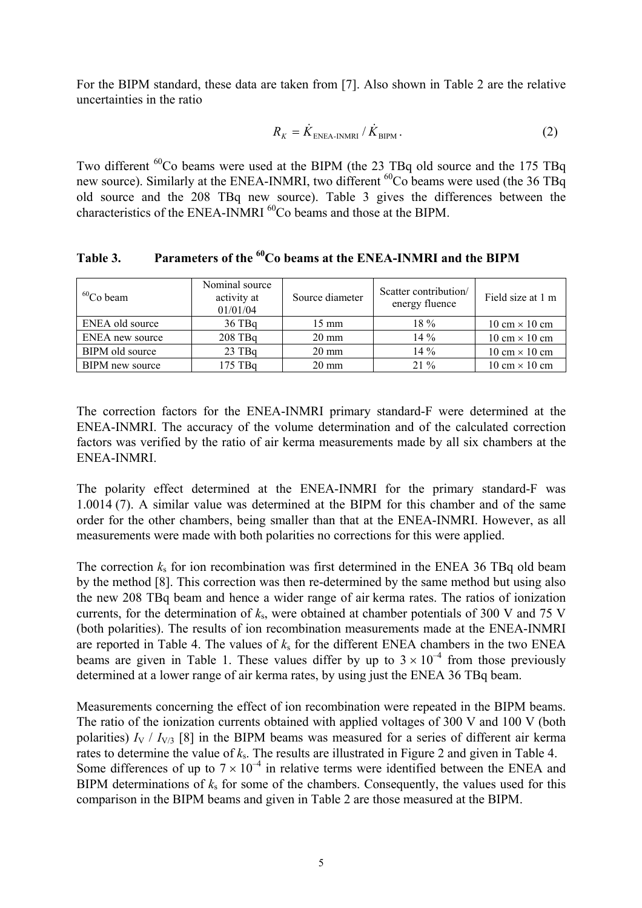For the BIPM standard, these data are taken from [7]. Also shown in Table 2 are the relative uncertainties in the ratio

$$R_K = \dot{K}_{\text{ENEA-INMRI}} / \dot{K}_{\text{BIPM}}. \tag{2}$$

Two different $^{60}$Co beams were used at the BIPM (the 23 TBq old source and the 175 TBq new source). Similarly at the ENEA-INMRI, two different $^{60}$Co beams were used (the 36 TBq old source and the 208 TBq new source). Table 3 gives the differences between the characteristics of the ENEA-INMRI $^{60}$Co beams and those at the BIPM.

**Table 3. Parameters of the $^{60}$Co beams at the ENEA-INMRI and the BIPM**

| $^{60}$Co beam | Nominal source activity at 01/01/04 | Source diameter | Scatter contribution/ energy fluence | Field size at 1 m |
|---|---|---|---|---|
| ENEA old source | 36 TBq | 15 mm | 18 % | 10 cm × 10 cm |
| ENEA new source | 208 TBq | 20 mm | 14 % | 10 cm × 10 cm |
| BIPM old source | 23 TBq | 20 mm | 14 % | 10 cm × 10 cm |
| BIPM new source | 175 TBq | 20 mm | 21 % | 10 cm × 10 cm |

The correction factors for the ENEA-INMRI primary standard-F were determined at the ENEA-INMRI. The accuracy of the volume determination and of the calculated correction factors was verified by the ratio of air kerma measurements made by all six chambers at the ENEA-INMRI.

The polarity effect determined at the ENEA-INMRI for the primary standard-F was 1.0014 (7). A similar value was determined at the BIPM for this chamber and of the same order for the other chambers, being smaller than that at the ENEA-INMRI. However, as all measurements were made with both polarities no corrections for this were applied.

The correction $k_s$ for ion recombination was first determined in the ENEA 36 TBq old beam by the method [8]. This correction was then re-determined by the same method but using also the new 208 TBq beam and hence a wider range of air kerma rates. The ratios of ionization currents, for the determination of $k_s$, were obtained at chamber potentials of 300 V and 75 V (both polarities). The results of ion recombination measurements made at the ENEA-INMRI are reported in Table 4. The values of $k_s$ for the different ENEA chambers in the two ENEA beams are given in Table 1. These values differ by up to $3 \times 10^{-4}$ from those previously determined at a lower range of air kerma rates, by using just the ENEA 36 TBq beam.

Measurements concerning the effect of ion recombination were repeated in the BIPM beams. The ratio of the ionization currents obtained with applied voltages of 300 V and 100 V (both polarities) $I_V$ / $I_{V/3}$ [8] in the BIPM beams was measured for a series of different air kerma rates to determine the value of $k_s$. The results are illustrated in Figure 2 and given in Table 4. Some differences of up to $7 \times 10^{-4}$ in relative terms were identified between the ENEA and BIPM determinations of $k_s$ for some of the chambers. Consequently, the values used for this comparison in the BIPM beams and given in Table 2 are those measured at the BIPM.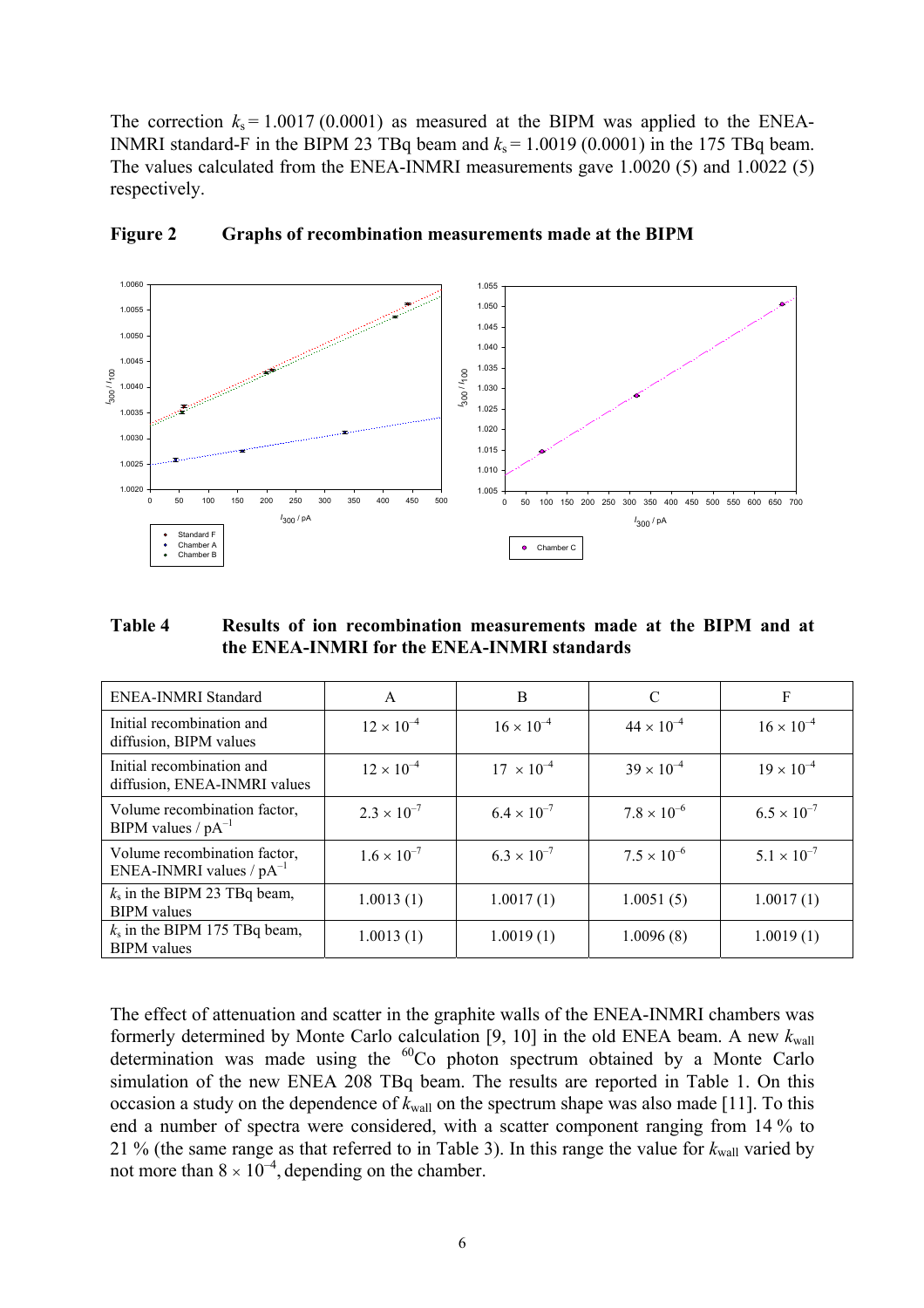The correction $k_s = 1.0017$ (0.0001) as measured at the BIPM was applied to the ENEA-INMRI standard-F in the BIPM 23 TBq beam and $k_s = 1.0019$ (0.0001) in the 175 TBq beam. The values calculated from the ENEA-INMRI measurements gave 1.0020 (5) and 1.0022 (5) respectively.

**Figure 2 Graphs of recombination measurements made at the BIPM**

**Table 4 Results of ion recombination measurements made at the BIPM and at the ENEA-INMRI for the ENEA-INMRI standards**

| ENEA-INMRI Standard | A | B | C | F |
|---|---|---|---|---|
| Initial recombination and diffusion, BIPM values | $12 \times 10^{-4}$ | $16 \times 10^{-4}$ | $44 \times 10^{-4}$ | $16 \times 10^{-4}$ |
| Initial recombination and diffusion, ENEA-INMRI values | $12 \times 10^{-4}$ | $17 \times 10^{-4}$ | $39 \times 10^{-4}$ | $19 \times 10^{-4}$ |
| Volume recombination factor, BIPM values / $\text{pA}^{-1}$ | $2.3 \times 10^{-7}$ | $6.4 \times 10^{-7}$ | $7.8 \times 10^{-6}$ | $6.5 \times 10^{-7}$ |
| Volume recombination factor, ENEA-INMRI values / $\text{pA}^{-1}$ | $1.6 \times 10^{-7}$ | $6.3 \times 10^{-7}$ | $7.5 \times 10^{-6}$ | $5.1 \times 10^{-7}$ |
| $k_s$ in the BIPM 23 TBq beam, BIPM values | 1.0013 (1) | 1.0017 (1) | 1.0051 (5) | 1.0017 (1) |
| $k_s$ in the BIPM 175 TBq beam, BIPM values | 1.0013 (1) | 1.0019 (1) | 1.0096 (8) | 1.0019 (1) |

The effect of attenuation and scatter in the graphite walls of the ENEA-INMRI chambers was formerly determined by Monte Carlo calculation [9, 10] in the old ENEA beam. A new $k_{\text{wall}}$ determination was made using the $^{60}$Co photon spectrum obtained by a Monte Carlo simulation of the new ENEA 208 TBq beam. The results are reported in Table 1. On this occasion a study on the dependence of $k_{\text{wall}}$ on the spectrum shape was also made [11]. To this end a number of spectra were considered, with a scatter component ranging from 14 % to 21 % (the same range as that referred to in Table 3). In this range the value for $k_{\text{wall}}$ varied by not more than $8 \times 10^{-4}$, depending on the chamber.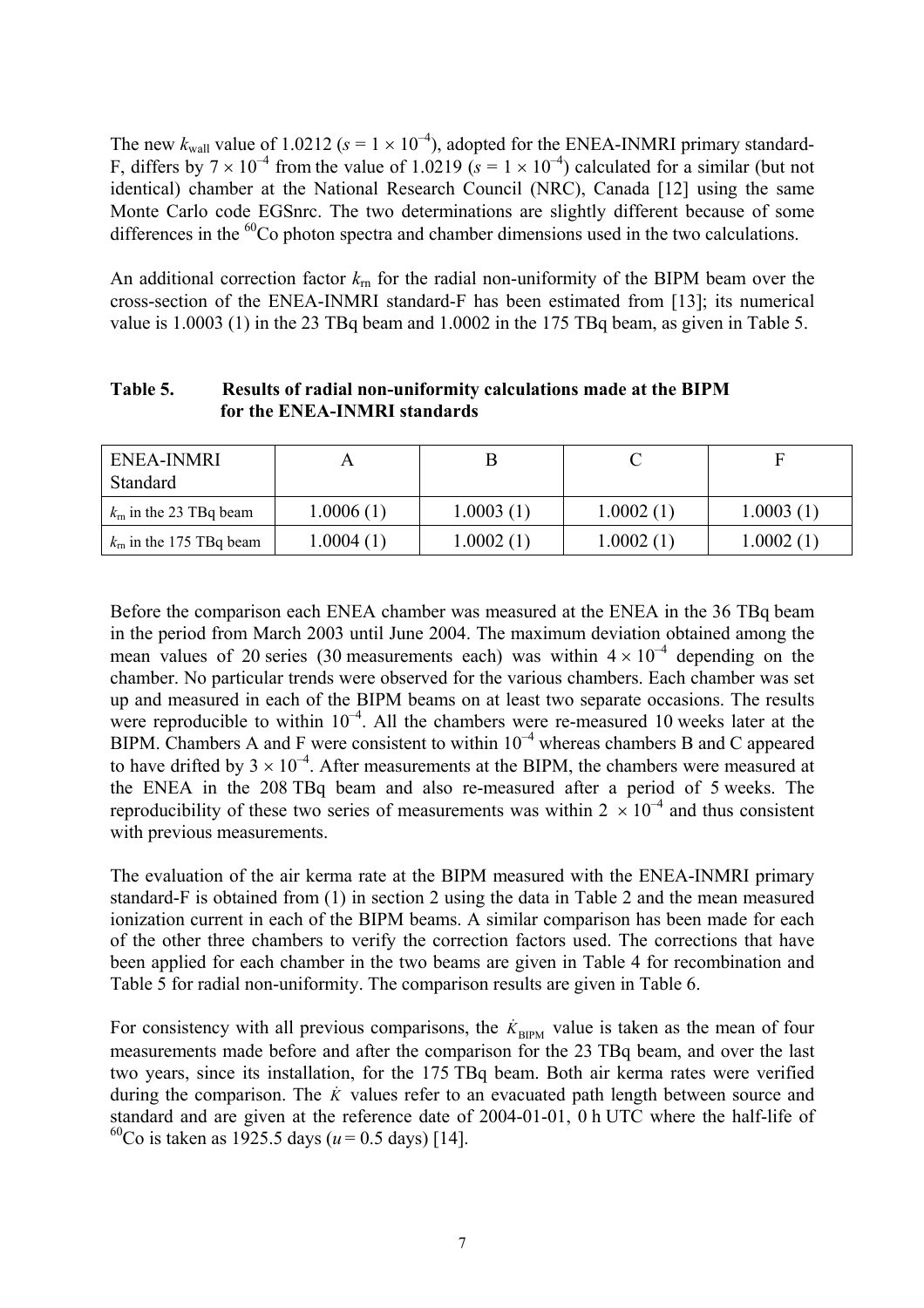The new $k_{wall}$ value of 1.0212 ($s = 1 \times 10^{-4}$), adopted for the ENEA-INMRI primary standard-F, differs by $7 \times 10^{-4}$ from the value of 1.0219 ($s = 1 \times 10^{-4}$) calculated for a similar (but not identical) chamber at the National Research Council (NRC), Canada [12] using the same Monte Carlo code EGSnrc. The two determinations are slightly different because of some differences in the $^{60}$Co photon spectra and chamber dimensions used in the two calculations.

An additional correction factor $k_{rn}$ for the radial non-uniformity of the BIPM beam over the cross-section of the ENEA-INMRI standard-F has been estimated from [13]; its numerical value is 1.0003 (1) in the 23 TBq beam and 1.0002 in the 175 TBq beam, as given in Table 5.

**Table 5. Results of radial non-uniformity calculations made at the BIPM for the ENEA-INMRI standards**

| ENEA-INMRI Standard | A | B | C | F |
|---|---|---|---|---|
| $k_{rn}$ in the 23 TBq beam | 1.0006 (1) | 1.0003 (1) | 1.0002 (1) | 1.0003 (1) |
| $k_{rn}$ in the 175 TBq beam | 1.0004 (1) | 1.0002 (1) | 1.0002 (1) | 1.0002 (1) |

Before the comparison each ENEA chamber was measured at the ENEA in the 36 TBq beam in the period from March 2003 until June 2004. The maximum deviation obtained among the mean values of 20 series (30 measurements each) was within $4 \times 10^{-4}$ depending on the chamber. No particular trends were observed for the various chambers. Each chamber was set up and measured in each of the BIPM beams on at least two separate occasions. The results were reproducible to within $10^{-4}$. All the chambers were re-measured 10 weeks later at the BIPM. Chambers A and F were consistent to within $10^{-4}$ whereas chambers B and C appeared to have drifted by $3 \times 10^{-4}$. After measurements at the BIPM, the chambers were measured at the ENEA in the 208 TBq beam and also re-measured after a period of 5 weeks. The reproducibility of these two series of measurements was within $2 \times 10^{-4}$ and thus consistent with previous measurements.

The evaluation of the air kerma rate at the BIPM measured with the ENEA-INMRI primary standard-F is obtained from (1) in section 2 using the data in Table 2 and the mean measured ionization current in each of the BIPM beams. A similar comparison has been made for each of the other three chambers to verify the correction factors used. The corrections that have been applied for each chamber in the two beams are given in Table 4 for recombination and Table 5 for radial non-uniformity. The comparison results are given in Table 6.

For consistency with all previous comparisons, the $\dot{K}_{BIPM}$ value is taken as the mean of four measurements made before and after the comparison for the 23 TBq beam, and over the last two years, since its installation, for the 175 TBq beam. Both air kerma rates were verified during the comparison. The $\dot{K}$ values refer to an evacuated path length between source and standard and are given at the reference date of 2004-01-01, 0 h UTC where the half-life of $^{60}$Co is taken as 1925.5 days ($u = 0.5$ days) [14].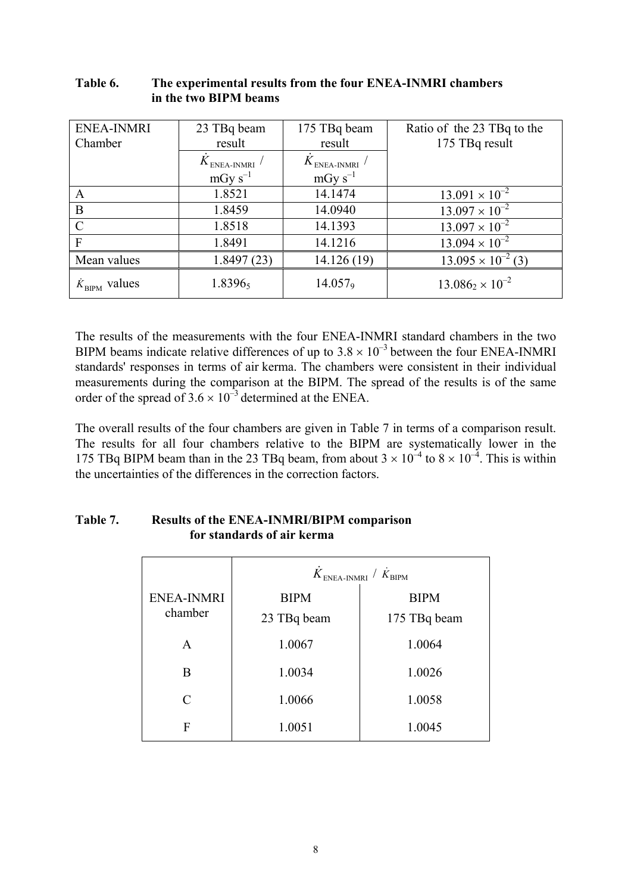**Table 6. The experimental results from the four ENEA-INMRI chambers in the two BIPM beams**

| ENEA-INMRI Chamber | 23 TBq beam result | 175 TBq beam result | Ratio of the 23 TBq to the 175 TBq result |
|---|---|---|---|
| | $\dot{K}_{\text{ENEA-INMRI}}$ / mGy s$^{-1}$ | $\dot{K}_{\text{ENEA-INMRI}}$ / mGy s$^{-1}$ | |
| A | 1.8521 | 14.1474 | $13.091 \times 10^{-2}$ |
| B | 1.8459 | 14.0940 | $13.097 \times 10^{-2}$ |
| C | 1.8518 | 14.1393 | $13.097 \times 10^{-2}$ |
| F | 1.8491 | 14.1216 | $13.094 \times 10^{-2}$ |
| Mean values | 1.8497 (23) | 14.126 (19) | $13.095 \times 10^{-2}$ (3) |
| $\dot{K}_{\text{BIPM}}$ values | $1.8396_5$ | $14.057_9$ | $13.086_2 \times 10^{-2}$ |

The results of the measurements with the four ENEA-INMRI standard chambers in the two BIPM beams indicate relative differences of up to $3.8 \times 10^{-3}$ between the four ENEA-INMRI standards' responses in terms of air kerma. The chambers were consistent in their individual measurements during the comparison at the BIPM. The spread of the results is of the same order of the spread of $3.6 \times 10^{-3}$ determined at the ENEA.

The overall results of the four chambers are given in Table 7 in terms of a comparison result. The results for all four chambers relative to the BIPM are systematically lower in the 175 TBq BIPM beam than in the 23 TBq beam, from about $3 \times 10^{-4}$ to $8 \times 10^{-4}$. This is within the uncertainties of the differences in the correction factors.

**Table 7. Results of the ENEA-INMRI/BIPM comparison for standards of air kerma**

| | $\dot{K}_{\text{ENEA-INMRI}}$ / $\dot{K}_{\text{BIPM}}$ | |
|---|---|---|
| ENEA-INMRI chamber | BIPM 23 TBq beam | BIPM 175 TBq beam |
| A | 1.0067 | 1.0064 |
| B | 1.0034 | 1.0026 |
| C | 1.0066 | 1.0058 |
| F | 1.0051 | 1.0045 |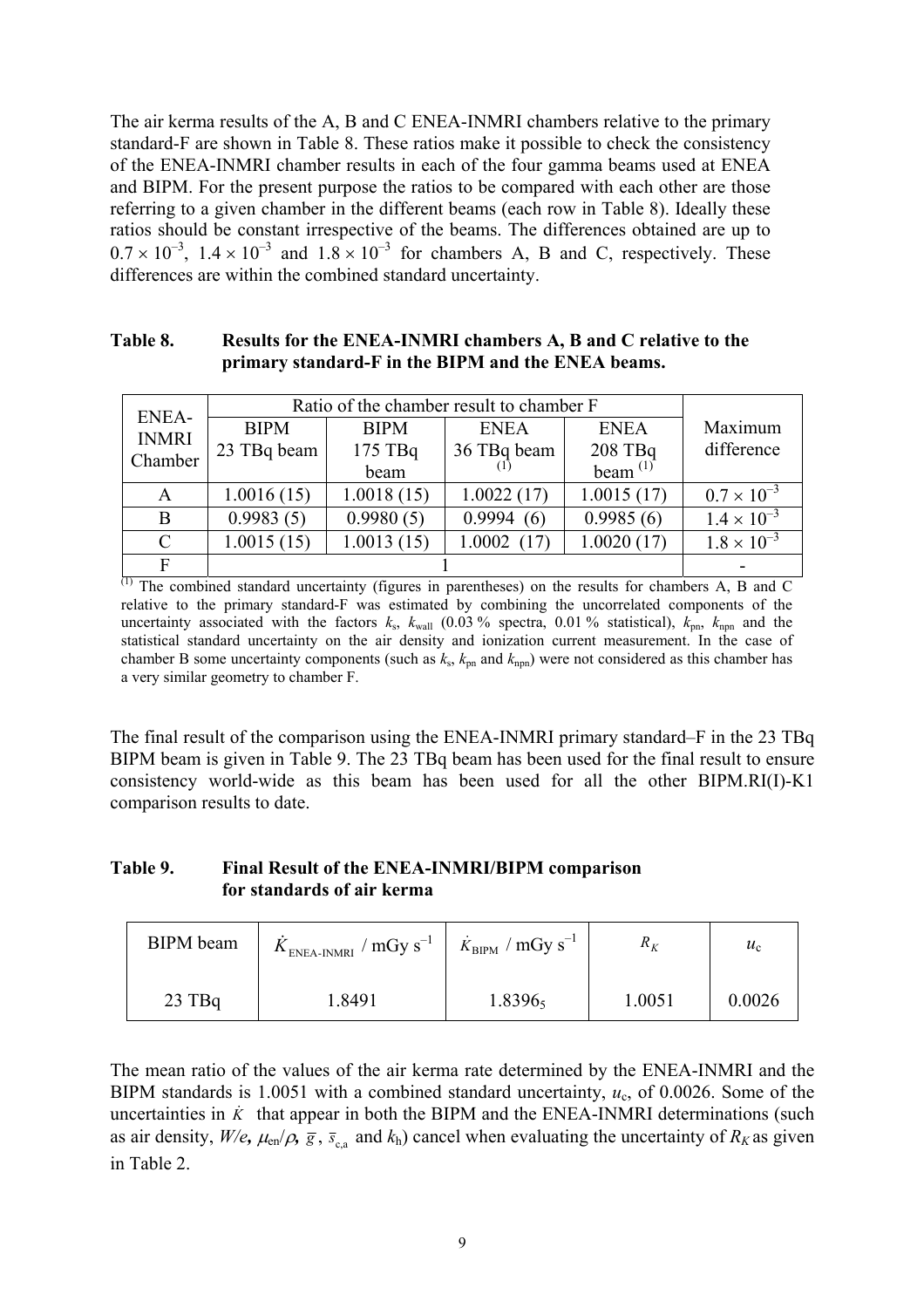The air kerma results of the A, B and C ENEA-INMRI chambers relative to the primary standard-F are shown in Table 8. These ratios make it possible to check the consistency of the ENEA-INMRI chamber results in each of the four gamma beams used at ENEA and BIPM. For the present purpose the ratios to be compared with each other are those referring to a given chamber in the different beams (each row in Table 8). Ideally these ratios should be constant irrespective of the beams. The differences obtained are up to $0.7 \times 10^{-3}$, $1.4 \times 10^{-3}$ and $1.8 \times 10^{-3}$ for chambers A, B and C, respectively. These differences are within the combined standard uncertainty.

**Table 8. Results for the ENEA-INMRI chambers A, B and C relative to the primary standard-F in the BIPM and the ENEA beams.**

| ENEA-INMRI Chamber | Ratio of the chamber result to chamber F | | | | Maximum difference |
|---|---|---|---|---|---|
| | BIPM 23 TBq beam | BIPM 175 TBq beam | ENEA 36 TBq beam [(1)] | ENEA 208 TBq beam [(1)] | |
| A | 1.0016 (15) | 1.0018 (15) | 1.0022 (17) | 1.0015 (17) | $0.7 \times 10^{-3}$ |
| B | 0.9983 (5) | 0.9980 (5) | 0.9994 (6) | 0.9985 (6) | $1.4 \times 10^{-3}$ |
| C | 1.0015 (15) | 1.0013 (15) | 1.0002 (17) | 1.0020 (17) | $1.8 \times 10^{-3}$ |
| F | 1 | | | | - |

[(1)] The combined standard uncertainty (figures in parentheses) on the results for chambers A, B and C relative to the primary standard-F was estimated by combining the uncorrelated components of the uncertainty associated with the factors $k_s$, $k_{wall}$ (0.03 % spectra, 0.01 % statistical), $k_{pn}$, $k_{npn}$ and the statistical standard uncertainty on the air density and ionization current measurement. In the case of chamber B some uncertainty components (such as $k_s$, $k_{pn}$ and $k_{npn}$) were not considered as this chamber has a very similar geometry to chamber F.

The final result of the comparison using the ENEA-INMRI primary standard–F in the 23 TBq BIPM beam is given in Table 9. The 23 TBq beam has been used for the final result to ensure consistency world-wide as this beam has been used for all the other BIPM.RI(I)-K1 comparison results to date.

**Table 9. Final Result of the ENEA-INMRI/BIPM comparison for standards of air kerma**

| BIPM beam | $\dot{K}_{\text{ENEA-INMRI}}$ / mGy s$^{-1}$ | $\dot{K}_{\text{BIPM}}$ / mGy s$^{-1}$ | $R_K$ | $u_c$ |
|---|---|---|---|---|
| 23 TBq | 1.8491 | $1.8396_5$ | 1.0051 | 0.0026 |

The mean ratio of the values of the air kerma rate determined by the ENEA-INMRI and the BIPM standards is 1.0051 with a combined standard uncertainty, $u_c$, of 0.0026. Some of the uncertainties in $\dot{K}$ that appear in both the BIPM and the ENEA-INMRI determinations (such as air density, $W/e$, $\mu_{en}/\rho$, $\bar{g}$, $\bar{s}_{c,a}$ and $k_h$) cancel when evaluating the uncertainty of $R_K$ as given in Table 2.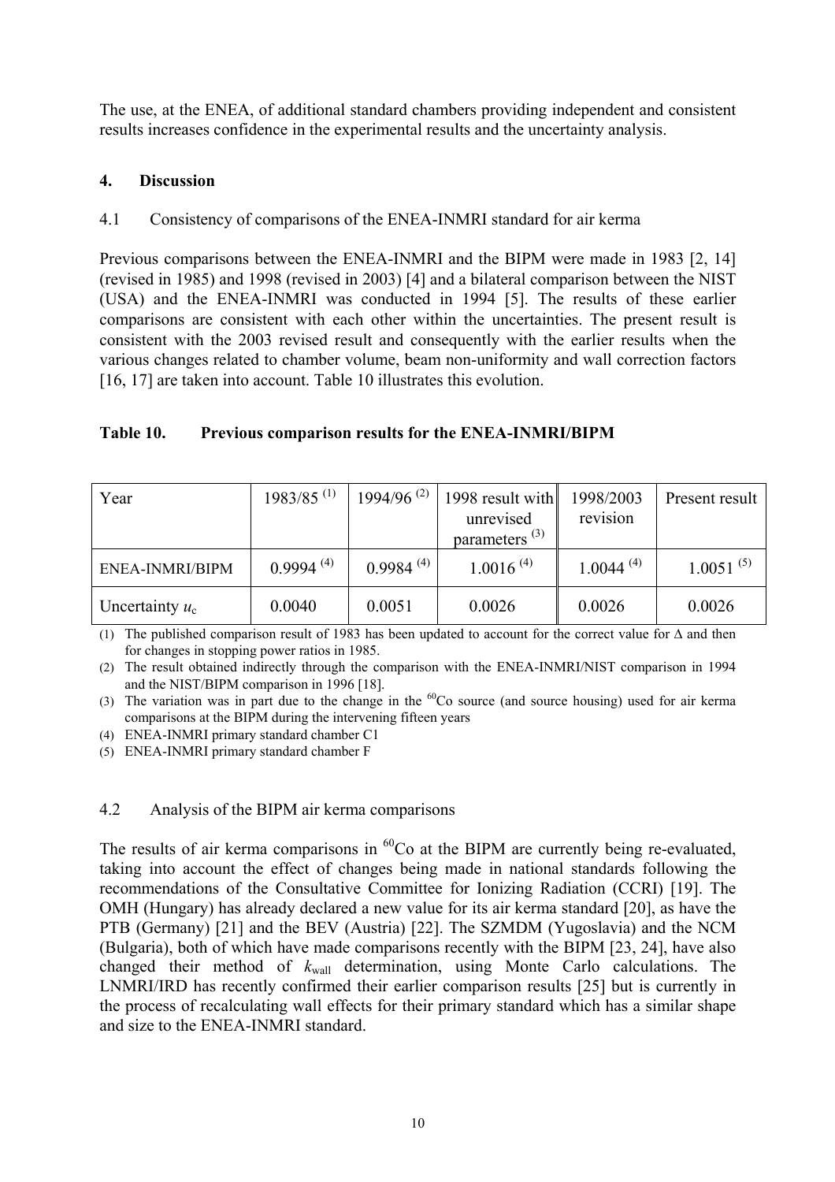The use, at the ENEA, of additional standard chambers providing independent and consistent results increases confidence in the experimental results and the uncertainty analysis.

## 4. Discussion

### 4.1 Consistency of comparisons of the ENEA-INMRI standard for air kerma

Previous comparisons between the ENEA-INMRI and the BIPM were made in 1983 [2, 14] (revised in 1985) and 1998 (revised in 2003) [4] and a bilateral comparison between the NIST (USA) and the ENEA-INMRI was conducted in 1994 [5]. The results of these earlier comparisons are consistent with each other within the uncertainties. The present result is consistent with the 2003 revised result and consequently with the earlier results when the various changes related to chamber volume, beam non-uniformity and wall correction factors [16, 17] are taken into account. Table 10 illustrates this evolution.

**Table 10. Previous comparison results for the ENEA-INMRI/BIPM**

| Year | 1983/85 (1) | 1994/96 (2) | 1998 result with unrevised parameters (3) | 1998/2003 revision | Present result |
|---|---|---|---|---|---|
| ENEA-INMRI/BIPM | 0.9994 (4) | 0.9984 (4) | 1.0016 (4) | 1.0044 (4) | 1.0051 (5) |
| Uncertainty $u_c$ | 0.0040 | 0.0051 | 0.0026 | 0.0026 | 0.0026 |

(1) The published comparison result of 1983 has been updated to account for the correct value for Δ and then for changes in stopping power ratios in 1985.

(2) The result obtained indirectly through the comparison with the ENEA-INMRI/NIST comparison in 1994 and the NIST/BIPM comparison in 1996 [18].

(3) The variation was in part due to the change in the $^{60}$Co source (and source housing) used for air kerma comparisons at the BIPM during the intervening fifteen years

(4) ENEA-INMRI primary standard chamber C1

(5) ENEA-INMRI primary standard chamber F

### 4.2 Analysis of the BIPM air kerma comparisons

The results of air kerma comparisons in $^{60}$Co at the BIPM are currently being re-evaluated, taking into account the effect of changes being made in national standards following the recommendations of the Consultative Committee for Ionizing Radiation (CCRI) [19]. The OMH (Hungary) has already declared a new value for its air kerma standard [20], as have the PTB (Germany) [21] and the BEV (Austria) [22]. The SZMDM (Yugoslavia) and the NCM (Bulgaria), both of which have made comparisons recently with the BIPM [23, 24], have also changed their method of $k_{wall}$ determination, using Monte Carlo calculations. The LNMRI/IRD has recently confirmed their earlier comparison results [25] but is currently in the process of recalculating wall effects for their primary standard which has a similar shape and size to the ENEA-INMRI standard.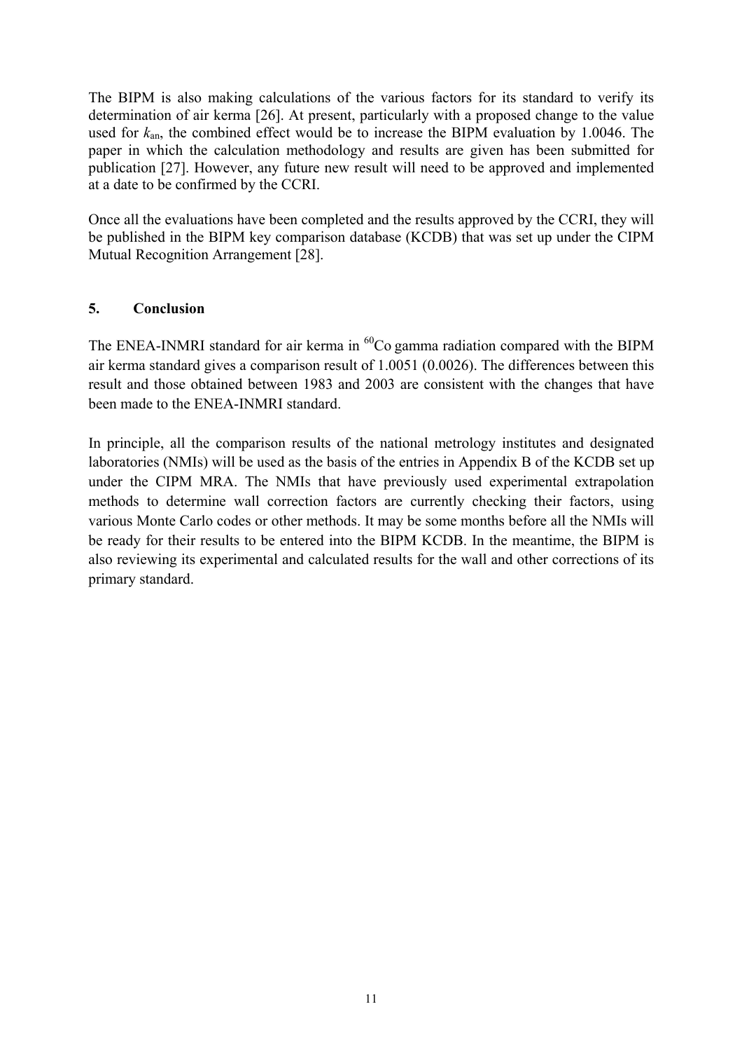The BIPM is also making calculations of the various factors for its standard to verify its determination of air kerma [26]. At present, particularly with a proposed change to the value used for $k_{an}$, the combined effect would be to increase the BIPM evaluation by 1.0046. The paper in which the calculation methodology and results are given has been submitted for publication [27]. However, any future new result will need to be approved and implemented at a date to be confirmed by the CCRI.

Once all the evaluations have been completed and the results approved by the CCRI, they will be published in the BIPM key comparison database (KCDB) that was set up under the CIPM Mutual Recognition Arrangement [28].

## 5. Conclusion

The ENEA-INMRI standard for air kerma in $^{60}$Co gamma radiation compared with the BIPM air kerma standard gives a comparison result of 1.0051 (0.0026). The differences between this result and those obtained between 1983 and 2003 are consistent with the changes that have been made to the ENEA-INMRI standard.

In principle, all the comparison results of the national metrology institutes and designated laboratories (NMIs) will be used as the basis of the entries in Appendix B of the KCDB set up under the CIPM MRA. The NMIs that have previously used experimental extrapolation methods to determine wall correction factors are currently checking their factors, using various Monte Carlo codes or other methods. It may be some months before all the NMIs will be ready for their results to be entered into the BIPM KCDB. In the meantime, the BIPM is also reviewing its experimental and calculated results for the wall and other corrections of its primary standard.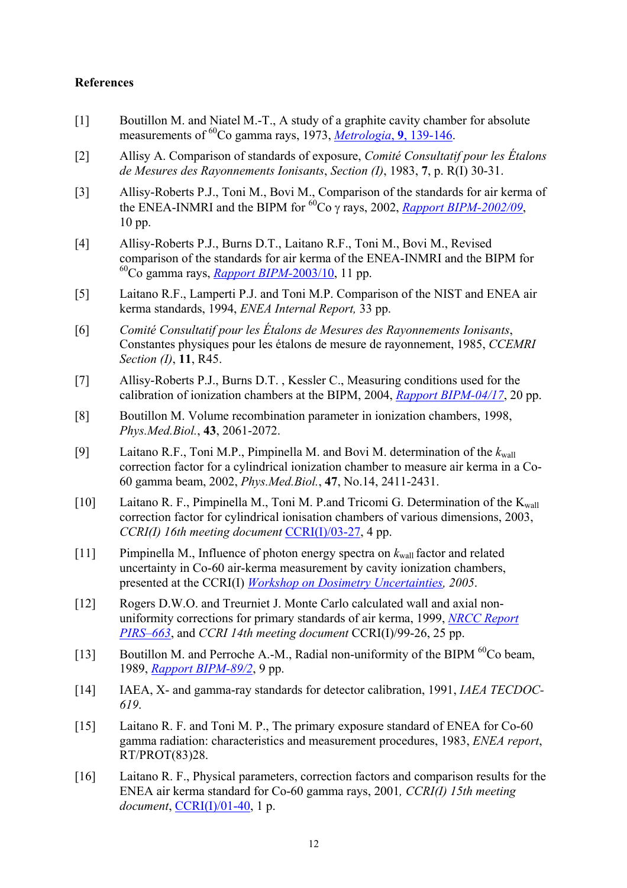## References

[1] Boutillon M. and Niatel M.-T., A study of a graphite cavity chamber for absolute measurements of $^{60}$Co gamma rays, 1973, *Metrologia*, **9**, 139-146.

[2] Allisy A. Comparison of standards of exposure, *Comité Consultatif pour les Étalons de Mesures des Rayonnements Ionisants*, *Section (I)*, 1983, **7**, p. R(I) 30-31.

[3] Allisy-Roberts P.J., Toni M., Bovi M., Comparison of the standards for air kerma of the ENEA-INMRI and the BIPM for $^{60}$Co γ rays, 2002, *Rapport BIPM-2002/09*, 10 pp.

[4] Allisy-Roberts P.J., Burns D.T., Laitano R.F., Toni M., Bovi M., Revised comparison of the standards for air kerma of the ENEA-INMRI and the BIPM for $^{60}$Co gamma rays, *Rapport BIPM*-2003/10, 11 pp.

[5] Laitano R.F., Lamperti P.J. and Toni M.P. Comparison of the NIST and ENEA air kerma standards, 1994, *ENEA Internal Report,* 33 pp.

[6] *Comité Consultatif pour les Étalons de Mesures des Rayonnements Ionisants*, Constantes physiques pour les étalons de mesure de rayonnement, 1985, *CCEMRI Section (I)*, **11**, R45.

[7] Allisy-Roberts P.J., Burns D.T. , Kessler C., Measuring conditions used for the calibration of ionization chambers at the BIPM, 2004, *Rapport BIPM-04/17*, 20 pp.

[8] Boutillon M. Volume recombination parameter in ionization chambers, 1998, *Phys.Med.Biol.*, **43**, 2061-2072.

[9] Laitano R.F., Toni M.P., Pimpinella M. and Bovi M. determination of the $k_{\mathrm{wall}}$ correction factor for a cylindrical ionization chamber to measure air kerma in a Co-60 gamma beam, 2002, *Phys.Med.Biol.*, **47**, No.14, 2411-2431.

[10] Laitano R. F., Pimpinella M., Toni M. P.and Tricomi G. Determination of the $K_{\mathrm{wall}}$ correction factor for cylindrical ionisation chambers of various dimensions, 2003, *CCRI(I) 16th meeting document* CCRI(I)/03-27, 4 pp.

[11] Pimpinella M., Influence of photon energy spectra on $k_{\mathrm{wall}}$ factor and related uncertainty in Co-60 air-kerma measurement by cavity ionization chambers, presented at the CCRI(I) *Workshop on Dosimetry Uncertainties, 2005*.

[12] Rogers D.W.O. and Treurniet J. Monte Carlo calculated wall and axial non-uniformity corrections for primary standards of air kerma, 1999, *NRCC Report PIRS–663*, and *CCRI 14th meeting document* CCRI(I)/99-26, 25 pp.

[13] Boutillon M. and Perroche A.-M., Radial non-uniformity of the BIPM $^{60}$Co beam, 1989, *Rapport BIPM-89/2*, 9 pp.

[14] IAEA, X- and gamma-ray standards for detector calibration, 1991, *IAEA TECDOC-619*.

[15] Laitano R. F. and Toni M. P., The primary exposure standard of ENEA for Co-60 gamma radiation: characteristics and measurement procedures, 1983, *ENEA report*, RT/PROT(83)28.

[16] Laitano R. F., Physical parameters, correction factors and comparison results for the ENEA air kerma standard for Co-60 gamma rays, 2001*, CCRI(I) 15th meeting document*, CCRI(I)/01-40, 1 p.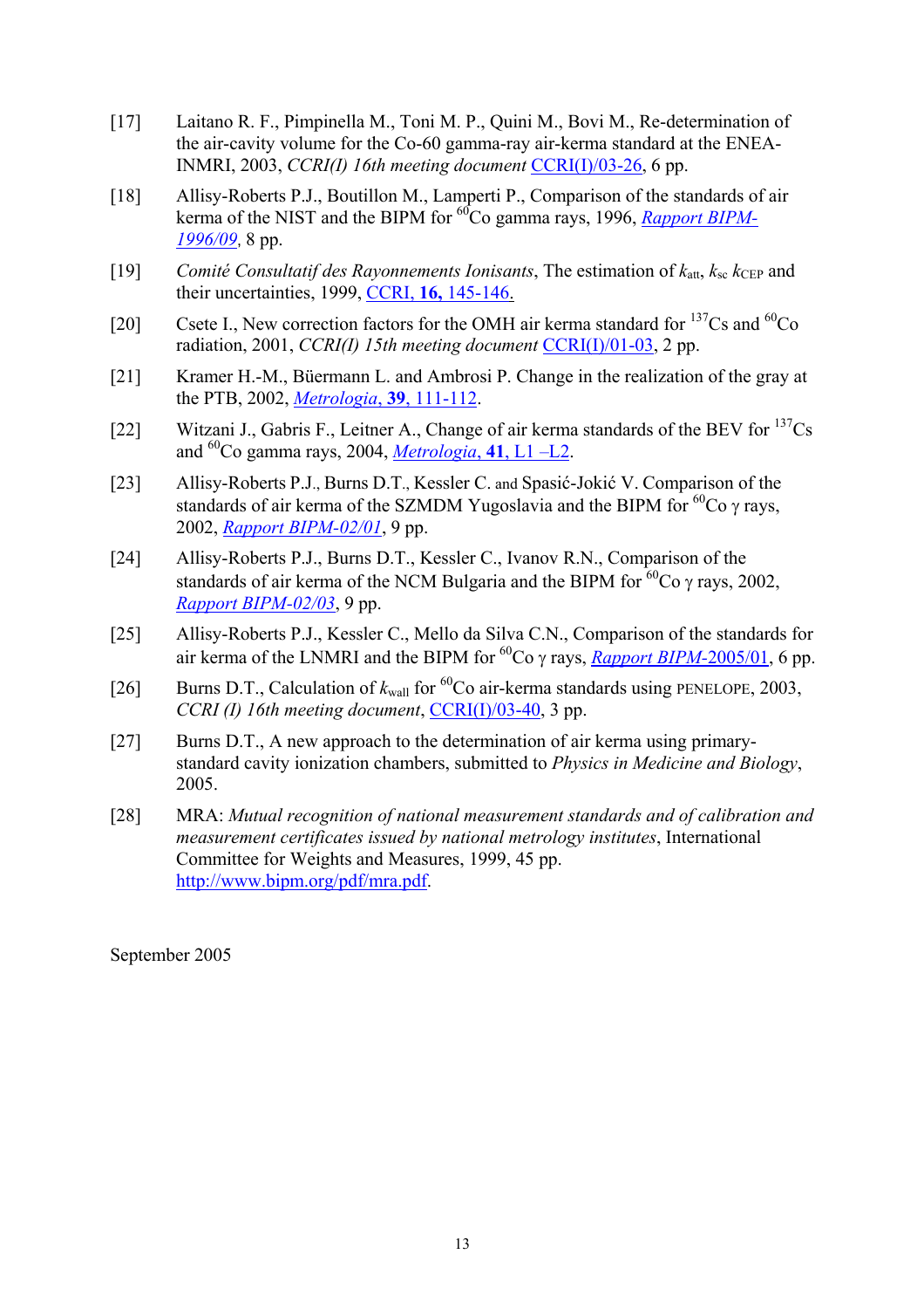[17] Laitano R. F., Pimpinella M., Toni M. P., Quini M., Bovi M., Re-determination of the air-cavity volume for the Co-60 gamma-ray air-kerma standard at the ENEA-INMRI, 2003, *CCRI(I) 16th meeting document* CCRI(I)/03-26, 6 pp.

[18] Allisy-Roberts P.J., Boutillon M., Lamperti P., Comparison of the standards of air kerma of the NIST and the BIPM for $^{60}$Co gamma rays, 1996, *Rapport BIPM-1996/09*, 8 pp.

[19] *Comité Consultatif des Rayonnements Ionisants*, The estimation of $k_{att}$, $k_{sc}$ $k_{CEP}$ and their uncertainties, 1999, CCRI, **16,** 145-146.

[20] Csete I., New correction factors for the OMH air kerma standard for $^{137}$Cs and $^{60}$Co radiation, 2001, *CCRI(I) 15th meeting document* CCRI(I)/01-03, 2 pp.

[21] Kramer H.-M., Büermann L. and Ambrosi P. Change in the realization of the gray at the PTB, 2002, *Metrologia*, **39**, 111-112.

[22] Witzani J., Gabris F., Leitner A., Change of air kerma standards of the BEV for $^{137}$Cs and $^{60}$Co gamma rays, 2004, *Metrologia*, **41**, L1 –L2.

[23] Allisy-Roberts P.J., Burns D.T., Kessler C. and Spasić-Jokić V. Comparison of the standards of air kerma of the SZMDM Yugoslavia and the BIPM for $^{60}$Co γ rays, 2002, *Rapport BIPM-02/01*, 9 pp.

[24] Allisy-Roberts P.J., Burns D.T., Kessler C., Ivanov R.N., Comparison of the standards of air kerma of the NCM Bulgaria and the BIPM for $^{60}$Co γ rays, 2002, *Rapport BIPM-02/03*, 9 pp.

[25] Allisy-Roberts P.J., Kessler C., Mello da Silva C.N., Comparison of the standards for air kerma of the LNMRI and the BIPM for $^{60}$Co γ rays, *Rapport BIPM*-2005/01, 6 pp.

[26] Burns D.T., Calculation of $k_{wall}$ for $^{60}$Co air-kerma standards using PENELOPE, 2003, *CCRI (I) 16th meeting document*, CCRI(I)/03-40, 3 pp.

[27] Burns D.T., A new approach to the determination of air kerma using primary-standard cavity ionization chambers, submitted to *Physics in Medicine and Biology*, 2005.

[28] MRA: *Mutual recognition of national measurement standards and of calibration and measurement certificates issued by national metrology institutes*, International Committee for Weights and Measures, 1999, 45 pp. http://www.bipm.org/pdf/mra.pdf.

September 2005